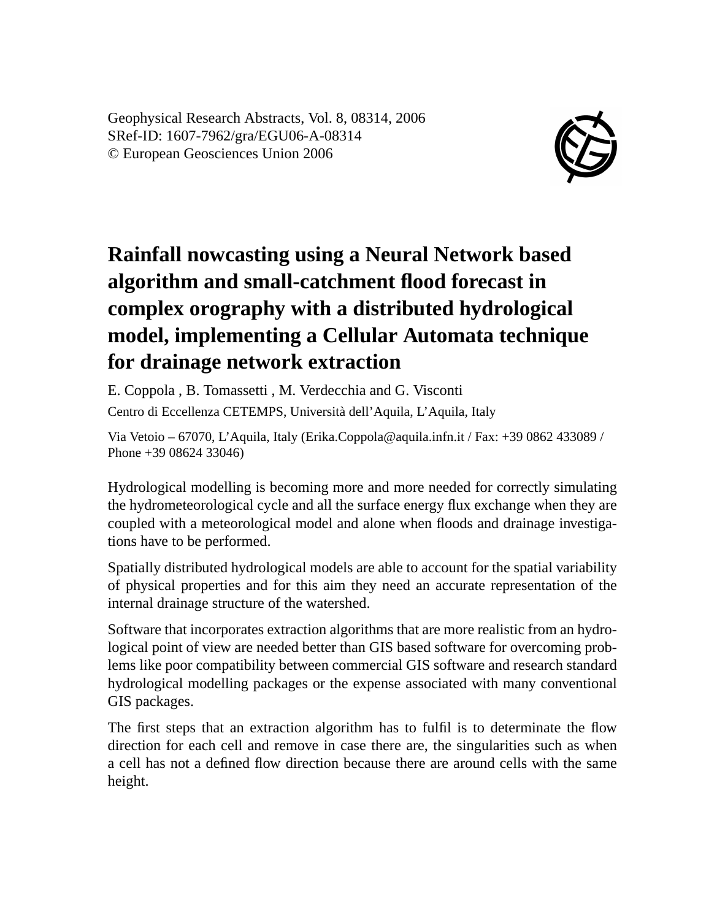Geophysical Research Abstracts, Vol. 8, 08314, 2006
SRef-ID: 1607-7962/gra/EGU06-A-08314
© European Geosciences Union 2006

# Rainfall nowcasting using a Neural Network based algorithm and small-catchment flood forecast in complex orography with a distributed hydrological model, implementing a Cellular Automata technique for drainage network extraction

E. Coppola , B. Tomassetti , M. Verdecchia and G. Visconti

Centro di Eccellenza CETEMPS, Università dell'Aquila, L'Aquila, Italy

Via Vetoio – 67070, L'Aquila, Italy (Erika.Coppola@aquila.infn.it / Fax: +39 0862 433089 / Phone +39 08624 33046)

Hydrological modelling is becoming more and more needed for correctly simulating the hydrometeorological cycle and all the surface energy flux exchange when they are coupled with a meteorological model and alone when floods and drainage investigations have to be performed.

Spatially distributed hydrological models are able to account for the spatial variability of physical properties and for this aim they need an accurate representation of the internal drainage structure of the watershed.

Software that incorporates extraction algorithms that are more realistic from an hydrological point of view are needed better than GIS based software for overcoming problems like poor compatibility between commercial GIS software and research standard hydrological modelling packages or the expense associated with many conventional GIS packages.

The first steps that an extraction algorithm has to fulfil is to determinate the flow direction for each cell and remove in case there are, the singularities such as when a cell has not a defined flow direction because there are around cells with the same height.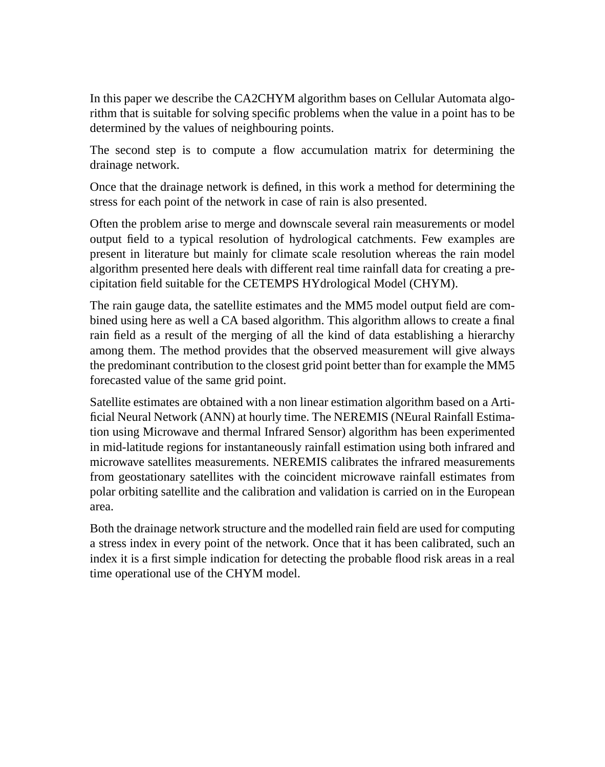In this paper we describe the CA2CHYM algorithm bases on Cellular Automata algorithm that is suitable for solving specific problems when the value in a point has to be determined by the values of neighbouring points.

The second step is to compute a flow accumulation matrix for determining the drainage network.

Once that the drainage network is defined, in this work a method for determining the stress for each point of the network in case of rain is also presented.

Often the problem arise to merge and downscale several rain measurements or model output field to a typical resolution of hydrological catchments. Few examples are present in literature but mainly for climate scale resolution whereas the rain model algorithm presented here deals with different real time rainfall data for creating a precipitation field suitable for the CETEMPS HYdrological Model (CHYM).

The rain gauge data, the satellite estimates and the MM5 model output field are combined using here as well a CA based algorithm. This algorithm allows to create a final rain field as a result of the merging of all the kind of data establishing a hierarchy among them. The method provides that the observed measurement will give always the predominant contribution to the closest grid point better than for example the MM5 forecasted value of the same grid point.

Satellite estimates are obtained with a non linear estimation algorithm based on a Artificial Neural Network (ANN) at hourly time. The NEREMIS (NEural Rainfall Estimation using Microwave and thermal Infrared Sensor) algorithm has been experimented in mid-latitude regions for instantaneously rainfall estimation using both infrared and microwave satellites measurements. NEREMIS calibrates the infrared measurements from geostationary satellites with the coincident microwave rainfall estimates from polar orbiting satellite and the calibration and validation is carried on in the European area.

Both the drainage network structure and the modelled rain field are used for computing a stress index in every point of the network. Once that it has been calibrated, such an index it is a first simple indication for detecting the probable flood risk areas in a real time operational use of the CHYM model.